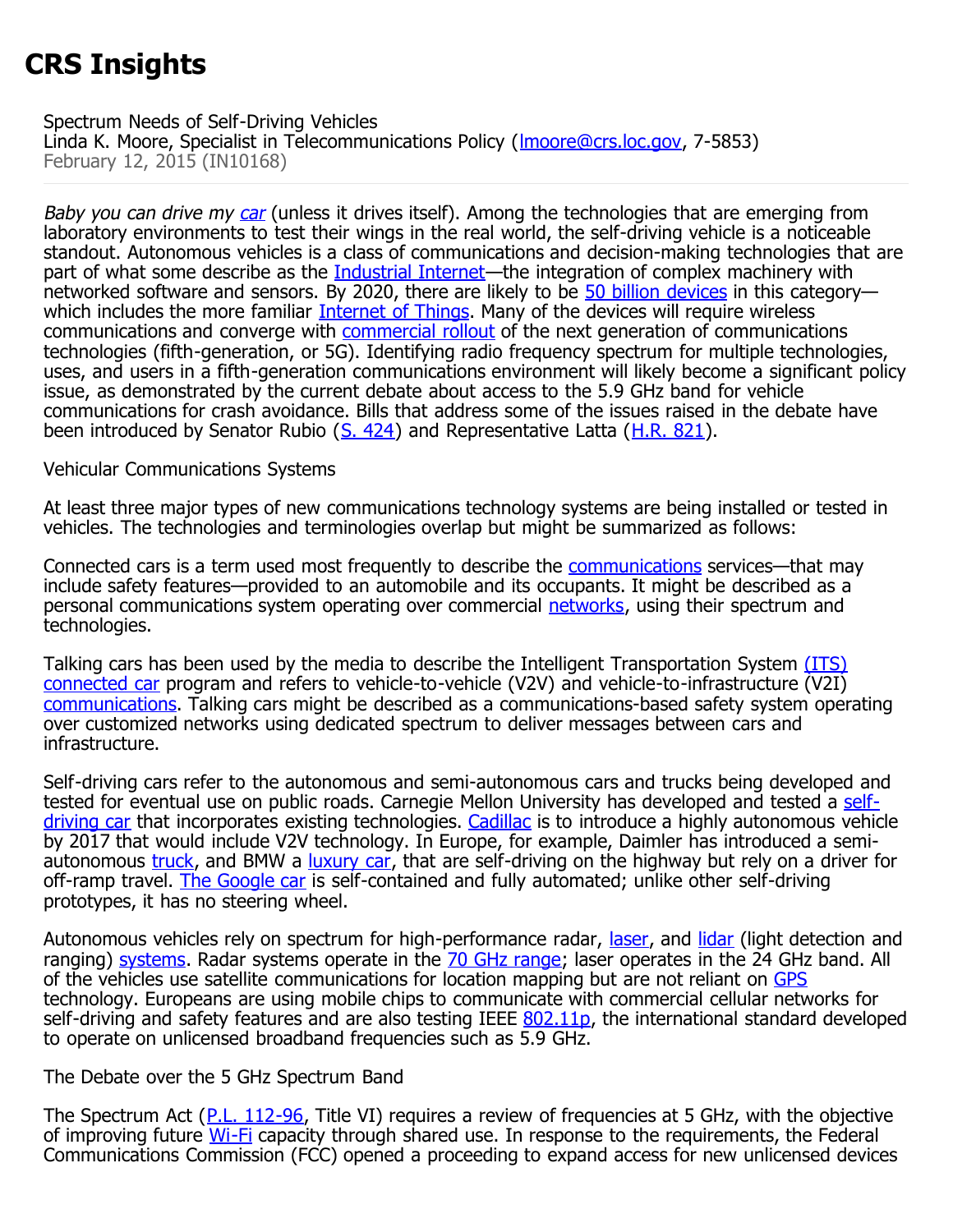# CRS Insights

Spectrum Needs of Self-Driving Vehicles
Linda K. Moore, Specialist in Telecommunications Policy (lmoore@crs.loc.gov, 7-5853)
February 12, 2015 (IN10168)

*Baby you can drive my car* (unless it drives itself). Among the technologies that are emerging from laboratory environments to test their wings in the real world, the self-driving vehicle is a noticeable standout. Autonomous vehicles is a class of communications and decision-making technologies that are part of what some describe as the Industrial Internet—the integration of complex machinery with networked software and sensors. By 2020, there are likely to be 50 billion devices in this category—which includes the more familiar Internet of Things. Many of the devices will require wireless communications and converge with commercial rollout of the next generation of communications technologies (fifth-generation, or 5G). Identifying radio frequency spectrum for multiple technologies, uses, and users in a fifth-generation communications environment will likely become a significant policy issue, as demonstrated by the current debate about access to the 5.9 GHz band for vehicle communications for crash avoidance. Bills that address some of the issues raised in the debate have been introduced by Senator Rubio (S. 424) and Representative Latta (H.R. 821).

## Vehicular Communications Systems

At least three major types of new communications technology systems are being installed or tested in vehicles. The technologies and terminologies overlap but might be summarized as follows:

Connected cars is a term used most frequently to describe the communications services—that may include safety features—provided to an automobile and its occupants. It might be described as a personal communications system operating over commercial networks, using their spectrum and technologies.

Talking cars has been used by the media to describe the Intelligent Transportation System (ITS) connected car program and refers to vehicle-to-vehicle (V2V) and vehicle-to-infrastructure (V2I) communications. Talking cars might be described as a communications-based safety system operating over customized networks using dedicated spectrum to deliver messages between cars and infrastructure.

Self-driving cars refer to the autonomous and semi-autonomous cars and trucks being developed and tested for eventual use on public roads. Carnegie Mellon University has developed and tested a self-driving car that incorporates existing technologies. Cadillac is to introduce a highly autonomous vehicle by 2017 that would include V2V technology. In Europe, for example, Daimler has introduced a semi-autonomous truck, and BMW a luxury car, that are self-driving on the highway but rely on a driver for off-ramp travel. The Google car is self-contained and fully automated; unlike other self-driving prototypes, it has no steering wheel.

Autonomous vehicles rely on spectrum for high-performance radar, laser, and lidar (light detection and ranging) systems. Radar systems operate in the 70 GHz range; laser operates in the 24 GHz band. All of the vehicles use satellite communications for location mapping but are not reliant on GPS technology. Europeans are using mobile chips to communicate with commercial cellular networks for self-driving and safety features and are also testing IEEE 802.11p, the international standard developed to operate on unlicensed broadband frequencies such as 5.9 GHz.

## The Debate over the 5 GHz Spectrum Band

The Spectrum Act (P.L. 112-96, Title VI) requires a review of frequencies at 5 GHz, with the objective of improving future Wi-Fi capacity through shared use. In response to the requirements, the Federal Communications Commission (FCC) opened a proceeding to expand access for new unlicensed devices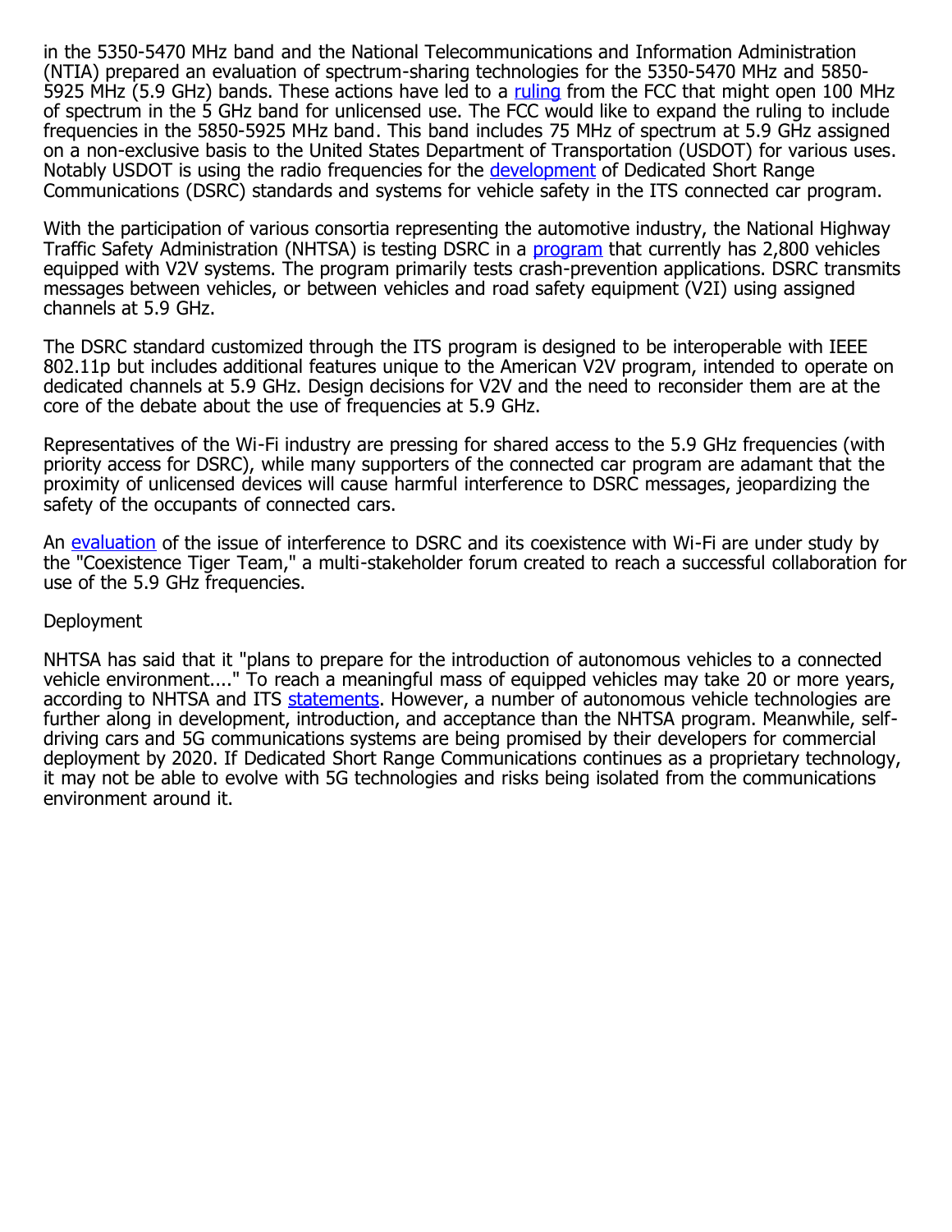in the 5350-5470 MHz band and the National Telecommunications and Information Administration (NTIA) prepared an evaluation of spectrum-sharing technologies for the 5350-5470 MHz and 5850-5925 MHz (5.9 GHz) bands. These actions have led to a ruling from the FCC that might open 100 MHz of spectrum in the 5 GHz band for unlicensed use. The FCC would like to expand the ruling to include frequencies in the 5850-5925 MHz band. This band includes 75 MHz of spectrum at 5.9 GHz assigned on a non-exclusive basis to the United States Department of Transportation (USDOT) for various uses. Notably USDOT is using the radio frequencies for the development of Dedicated Short Range Communications (DSRC) standards and systems for vehicle safety in the ITS connected car program.

With the participation of various consortia representing the automotive industry, the National Highway Traffic Safety Administration (NHTSA) is testing DSRC in a program that currently has 2,800 vehicles equipped with V2V systems. The program primarily tests crash-prevention applications. DSRC transmits messages between vehicles, or between vehicles and road safety equipment (V2I) using assigned channels at 5.9 GHz.

The DSRC standard customized through the ITS program is designed to be interoperable with IEEE 802.11p but includes additional features unique to the American V2V program, intended to operate on dedicated channels at 5.9 GHz. Design decisions for V2V and the need to reconsider them are at the core of the debate about the use of frequencies at 5.9 GHz.

Representatives of the Wi-Fi industry are pressing for shared access to the 5.9 GHz frequencies (with priority access for DSRC), while many supporters of the connected car program are adamant that the proximity of unlicensed devices will cause harmful interference to DSRC messages, jeopardizing the safety of the occupants of connected cars.

An evaluation of the issue of interference to DSRC and its coexistence with Wi-Fi are under study by the "Coexistence Tiger Team," a multi-stakeholder forum created to reach a successful collaboration for use of the 5.9 GHz frequencies.

Deployment

NHTSA has said that it "plans to prepare for the introduction of autonomous vehicles to a connected vehicle environment...." To reach a meaningful mass of equipped vehicles may take 20 or more years, according to NHTSA and ITS statements. However, a number of autonomous vehicle technologies are further along in development, introduction, and acceptance than the NHTSA program. Meanwhile, self-driving cars and 5G communications systems are being promised by their developers for commercial deployment by 2020. If Dedicated Short Range Communications continues as a proprietary technology, it may not be able to evolve with 5G technologies and risks being isolated from the communications environment around it.